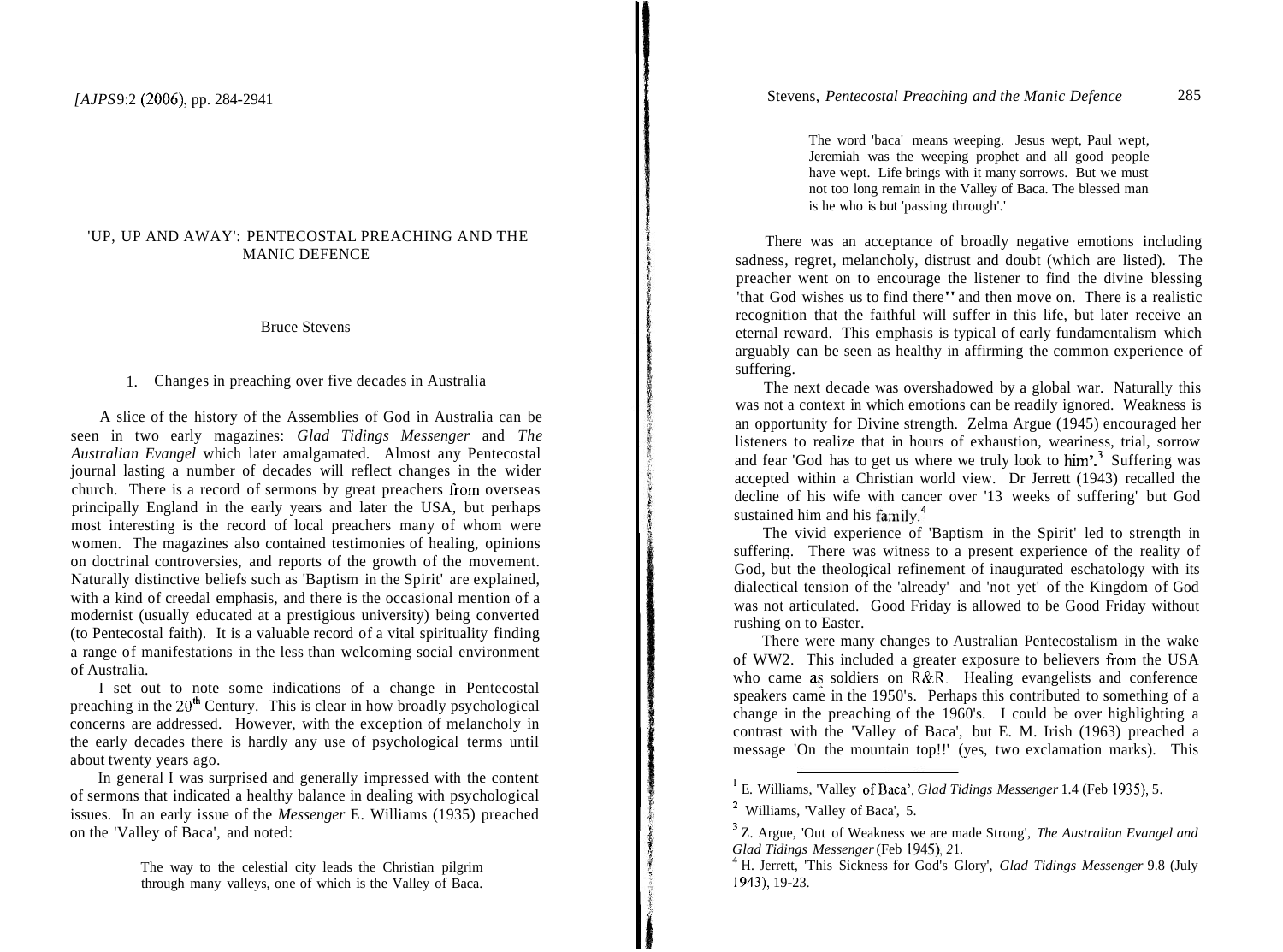# 'UP, UP AND AWAY': PENTECOSTAL PREACHING AND THE MANIC DEFENCE

Bruce Stevens

## 1. Changes in preaching over five decades in Australia

A slice of the history of the Assemblies of God in Australia can be seen in two early magazines: *Glad Tidings Messenger* and *The Australian Evangel* which later amalgamated. Almost any Pentecostal journal lasting a number of decades will reflect changes in the wider church. There is a record of sermons by great preachers from overseas principally England in the early years and later the USA, but perhaps most interesting is the record of local preachers many of whom were women. The magazines also contained testimonies of healing, opinions on doctrinal controversies, and reports of the growth of the movement. Naturally distinctive beliefs such as 'Baptism in the Spirit' are explained, with a kind of creedal emphasis, and there is the occasional mention of a modernist (usually educated at a prestigious university) being converted (to Pentecostal faith). It is a valuable record of a vital spirituality finding a range of manifestations in the less than welcoming social environment of Australia.

I set out to note some indications of a change in Pentecostal preaching in the 20th Century. This is clear in how broadly psychological concerns are addressed. However, with the exception of melancholy in the early decades there is hardly any use of psychological terms until about twenty years ago.

In general I was surprised and generally impressed with the content of sermons that indicated a healthy balance in dealing with psychological issues. In an early issue of the *Messenger* E. Williams (1935) preached on the 'Valley of Baca', and noted:

> The way to the celestial city leads the Christian pilgrim through many valleys, one of which is the Valley of Baca. The word 'baca' means weeping. Jesus wept, Paul wept, Jeremiah was the weeping prophet and all good people have wept. Life brings with it many sorrows. But we must not too long remain in the Valley of Baca. The blessed man is he who is but 'passing through'.[1]

There was an acceptance of broadly negative emotions including sadness, regret, melancholy, distrust and doubt (which are listed). The preacher went on to encourage the listener to find the divine blessing 'that God wishes us to find there" and then move on. There is a realistic recognition that the faithful will suffer in this life, but later receive an eternal reward. This emphasis is typical of early fundamentalism which arguably can be seen as healthy in affirming the common experience of suffering.

The next decade was overshadowed by a global war. Naturally this was not a context in which emotions can be readily ignored. Weakness is an opportunity for Divine strength. Zelma Argue (1945) encouraged her listeners to realize that in hours of exhaustion, weariness, trial, sorrow and fear 'God has to get us where we truly look to him'.[3] Suffering was accepted within a Christian world view. Dr Jerrett (1943) recalled the decline of his wife with cancer over '13 weeks of suffering' but God sustained him and his family.[4]

The vivid experience of 'Baptism in the Spirit' led to strength in suffering. There was witness to a present experience of the reality of God, but the theological refinement of inaugurated eschatology with its dialectical tension of the 'already' and 'not yet' of the Kingdom of God was not articulated. Good Friday is allowed to be Good Friday without rushing on to Easter.

There were many changes to Australian Pentecostalism in the wake of WW2. This included a greater exposure to believers from the USA who came as soldiers on R&R. Healing evangelists and conference speakers came in the 1950's. Perhaps this contributed to something of a change in the preaching of the 1960's. I could be over highlighting a contrast with the 'Valley of Baca', but E. M. Irish (1963) preached a message 'On the mountain top!!' (yes, two exclamation marks). This

---

[1] E. Williams, 'Valley of Baca', *Glad Tidings Messenger* 1.4 (Feb 1935), 5.

[2] Williams, 'Valley of Baca', 5.

[3] Z. Argue, 'Out of Weakness we are made Strong', *The Australian Evangel and Glad Tidings Messenger* (Feb 1945), 21.

[4] H. Jerrett, 'This Sickness for God's Glory', *Glad Tidings Messenger* 9.8 (July 1943), 19-23.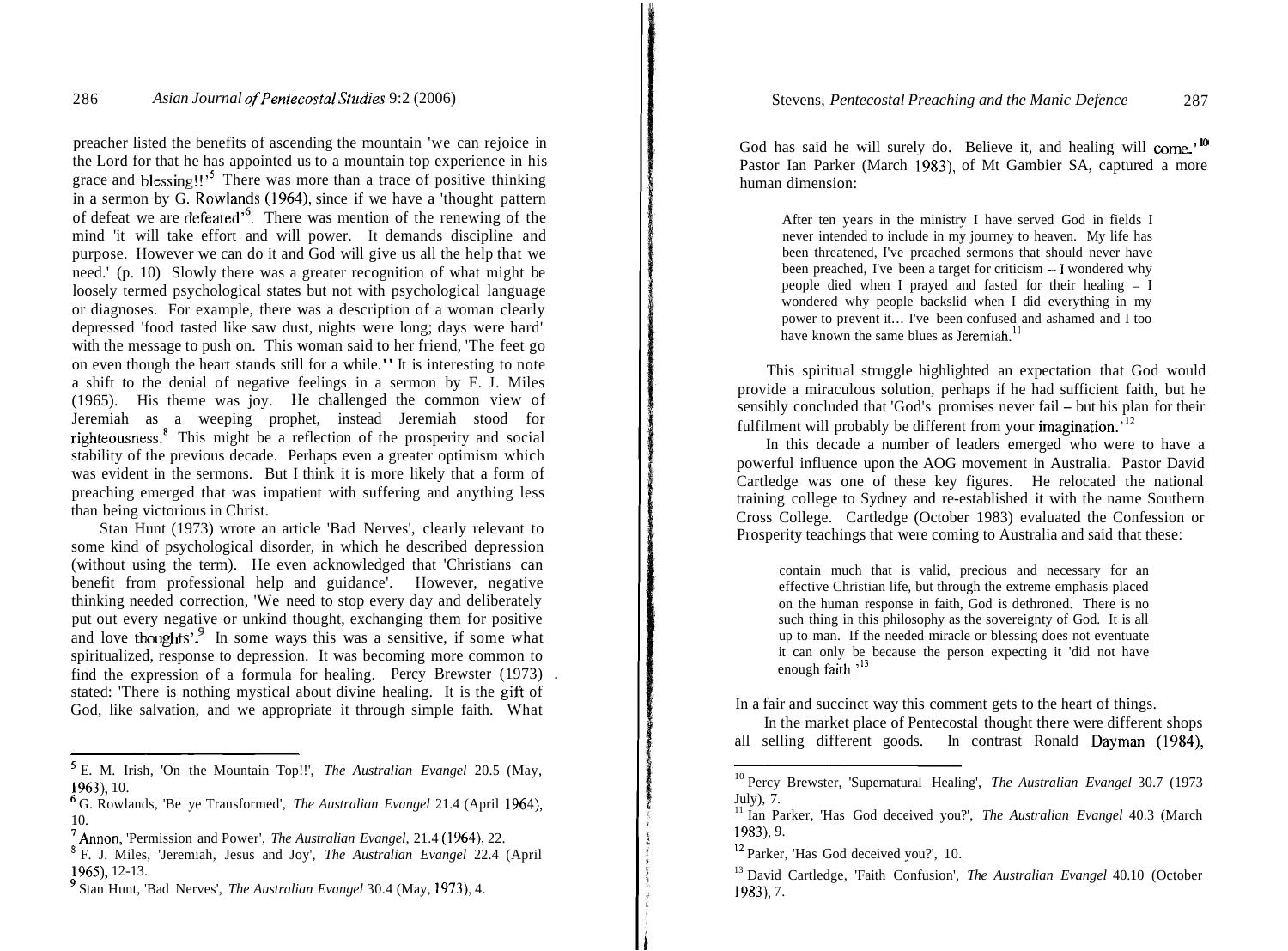preacher listed the benefits of ascending the mountain 'we can rejoice in the Lord for that he has appointed us to a mountain top experience in his grace and blessing!!'[5] There was more than a trace of positive thinking in a sermon by G. Rowlands (1964), since if we have a 'thought pattern of defeat we are defeated'[6]. There was mention of the renewing of the mind 'it will take effort and will power. It demands discipline and purpose. However we can do it and God will give us all the help that we need.' (p. 10) Slowly there was a greater recognition of what might be loosely termed psychological states but not with psychological language or diagnoses. For example, there was a description of a woman clearly depressed 'food tasted like saw dust, nights were long; days were hard' with the message to push on. This woman said to her friend, 'The feet go on even though the heart stands still for a while.'[7] It is interesting to note a shift to the denial of negative feelings in a sermon by F. J. Miles (1965). His theme was joy. He challenged the common view of Jeremiah as a weeping prophet, instead Jeremiah stood for righteousness.[8] This might be a reflection of the prosperity and social stability of the previous decade. Perhaps even a greater optimism which was evident in the sermons. But I think it is more likely that a form of preaching emerged that was impatient with suffering and anything less than being victorious in Christ.

Stan Hunt (1973) wrote an article 'Bad Nerves', clearly relevant to some kind of psychological disorder, in which he described depression (without using the term). He even acknowledged that 'Christians can benefit from professional help and guidance'. However, negative thinking needed correction, 'We need to stop every day and deliberately put out every negative or unkind thought, exchanging them for positive and love thoughts'.[9] In some ways this was a sensitive, if some what spiritualized, response to depression. It was becoming more common to find the expression of a formula for healing. Percy Brewster (1973) stated: 'There is nothing mystical about divine healing. It is the gift of God, like salvation, and we appropriate it through simple faith. What God has said he will surely do. Believe it, and healing will come.'[10] Pastor Ian Parker (March 1983), of Mt Gambier SA, captured a more human dimension:

> After ten years in the ministry I have served God in fields I never intended to include in my journey to heaven. My life has been threatened, I've preached sermons that should never have been preached, I've been a target for criticism -- I wondered why people died when I prayed and fasted for their healing – I wondered why people backslid when I did everything in my power to prevent it... I've been confused and ashamed and I too have known the same blues as Jeremiah.[11]

This spiritual struggle highlighted an expectation that God would provide a miraculous solution, perhaps if he had sufficient faith, but he sensibly concluded that 'God's promises never fail – but his plan for their fulfilment will probably be different from your imagination.'[12]

In this decade a number of leaders emerged who were to have a powerful influence upon the AOG movement in Australia. Pastor David Cartledge was one of these key figures. He relocated the national training college to Sydney and re-established it with the name Southern Cross College. Cartledge (October 1983) evaluated the Confession or Prosperity teachings that were coming to Australia and said that these:

> contain much that is valid, precious and necessary for an effective Christian life, but through the extreme emphasis placed on the human response in faith, God is dethroned. There is no such thing in this philosophy as the sovereignty of God. It is all up to man. If the needed miracle or blessing does not eventuate it can only be because the person expecting it 'did not have enough faith.'[13]

In a fair and succinct way this comment gets to the heart of things.

In the market place of Pentecostal thought there were different shops all selling different goods. In contrast Ronald Dayman (1984),

---

[5] E. M. Irish, 'On the Mountain Top!!', *The Australian Evangel* 20.5 (May, 1963), 10.

[6] G. Rowlands, 'Be ye Transformed', *The Australian Evangel* 21.4 (April 1964), 10.

[7] Annon, 'Permission and Power', *The Australian Evangel,* 21.4 (1964), 22.

[8] F. J. Miles, 'Jeremiah, Jesus and Joy', *The Australian Evangel* 22.4 (April 1965), 12-13.

[9] Stan Hunt, 'Bad Nerves', *The Australian Evangel* 30.4 (May, 1973), 4.

[10] Percy Brewster, 'Supernatural Healing', *The Australian Evangel* 30.7 (1973 July), 7.

[11] Ian Parker, 'Has God deceived you?', *The Australian Evangel* 40.3 (March 1983), 9.

[12] Parker, 'Has God deceived you?', 10.

[13] David Cartledge, 'Faith Confusion', *The Australian Evangel* 40.10 (October 1983), 7.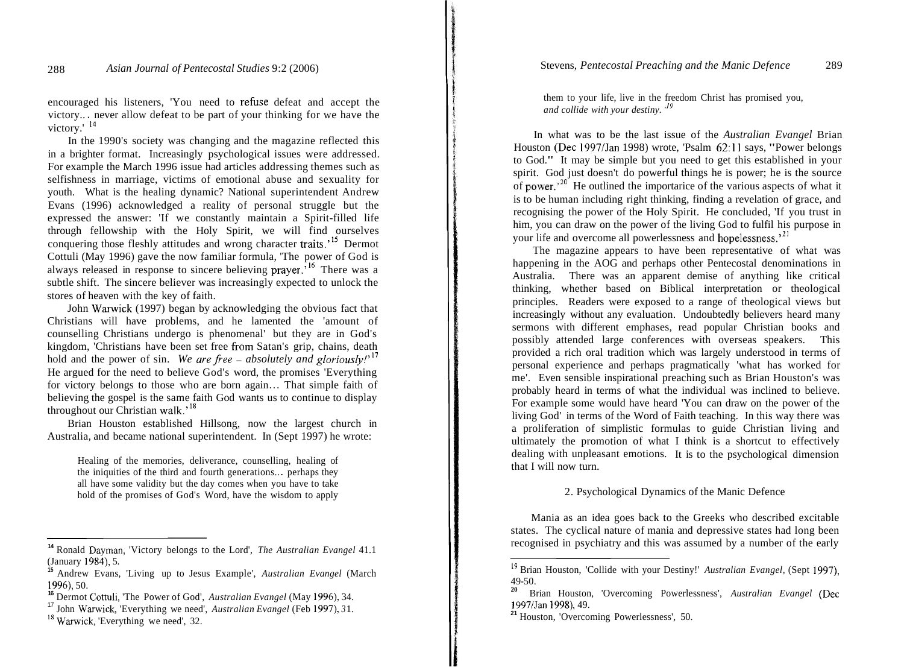encouraged his listeners, 'You need to refuse defeat and accept the victory... never allow defeat to be part of your thinking for we have the victory.' [14]

In the 1990's society was changing and the magazine reflected this in a brighter format. Increasingly psychological issues were addressed. For example the March 1996 issue had articles addressing themes such as selfishness in marriage, victims of emotional abuse and sexuality for youth. What is the healing dynamic? National superintendent Andrew Evans (1996) acknowledged a reality of personal struggle but the expressed the answer: 'If we constantly maintain a Spirit-filled life through fellowship with the Holy Spirit, we will find ourselves conquering those fleshly attitudes and wrong character traits.'[15] Dermot Cottuli (May 1996) gave the now familiar formula, 'The power of God is always released in response to sincere believing prayer.'[16] There was a subtle shift. The sincere believer was increasingly expected to unlock the stores of heaven with the key of faith.

John Warwick (1997) began by acknowledging the obvious fact that Christians will have problems, and he lamented the 'amount of counselling Christians undergo is phenomenal' but they are in God's kingdom, 'Christians have been set free from Satan's grip, chains, death hold and the power of sin. *We are free – absolutely and gloriously!*'[17] He argued for the need to believe God's word, the promises 'Everything for victory belongs to those who are born again… That simple faith of believing the gospel is the same faith God wants us to continue to display throughout our Christian walk.'[18]

Brian Houston established Hillsong, now the largest church in Australia, and became national superintendent. In (Sept 1997) he wrote:

> Healing of the memories, deliverance, counselling, healing of the iniquities of the third and fourth generations... perhaps they all have some validity but the day comes when you have to take hold of the promises of God's Word, have the wisdom to apply them to your life, live in the freedom Christ has promised you, *and collide with your destiny.*'[19]

In what was to be the last issue of the *Australian Evangel* Brian Houston (Dec 1997/Jan 1998) wrote, 'Psalm 62:11 says, "Power belongs to God." It may be simple but you need to get this established in your spirit. God just doesn't do powerful things he is power; he is the source of power.'[20] He outlined the importarice of the various aspects of what it is to be human including right thinking, finding a revelation of grace, and recognising the power of the Holy Spirit. He concluded, 'If you trust in him, you can draw on the power of the living God to fulfil his purpose in your life and overcome all powerlessness and hopelessness.'[21]

The magazine appears to have been representative of what was happening in the AOG and perhaps other Pentecostal denominations in Australia. There was an apparent demise of anything like critical thinking, whether based on Biblical interpretation or theological principles. Readers were exposed to a range of theological views but increasingly without any evaluation. Undoubtedly believers heard many sermons with different emphases, read popular Christian books and possibly attended large conferences with overseas speakers. This provided a rich oral tradition which was largely understood in terms of personal experience and perhaps pragmatically 'what has worked for me'. Even sensible inspirational preaching such as Brian Houston's was probably heard in terms of what the individual was inclined to believe. For example some would have heard 'You can draw on the power of the living God' in terms of the Word of Faith teaching. In this way there was a proliferation of simplistic formulas to guide Christian living and ultimately the promotion of what I think is a shortcut to effectively dealing with unpleasant emotions. It is to the psychological dimension that I will now turn.

## 2. Psychological Dynamics of the Manic Defence

Mania as an idea goes back to the Greeks who described excitable states. The cyclical nature of mania and depressive states had long been recognised in psychiatry and this was assumed by a number of the early

---

[14] Ronald Dayman, 'Victory belongs to the Lord', *The Australian Evangel* 41.1 (January 1984), 5.

[15] Andrew Evans, 'Living up to Jesus Example', *Australian Evangel* (March 1996), 50.

[16] Dermot Cottuli, 'The Power of God', *Australian Evangel* (May 1996), 34.

[17] John Warwick, 'Everything we need', *Australian Evangel* (Feb 1997), 31.

[18] Warwick, 'Everything we need', 32.

[19] Brian Houston, 'Collide with your Destiny!' *Australian Evangel,* (Sept 1997), 49-50.

[20] Brian Houston, 'Overcoming Powerlessness', *Australian Evangel* (Dec 1997/Jan 1998), 49.

[21] Houston, 'Overcoming Powerlessness', 50.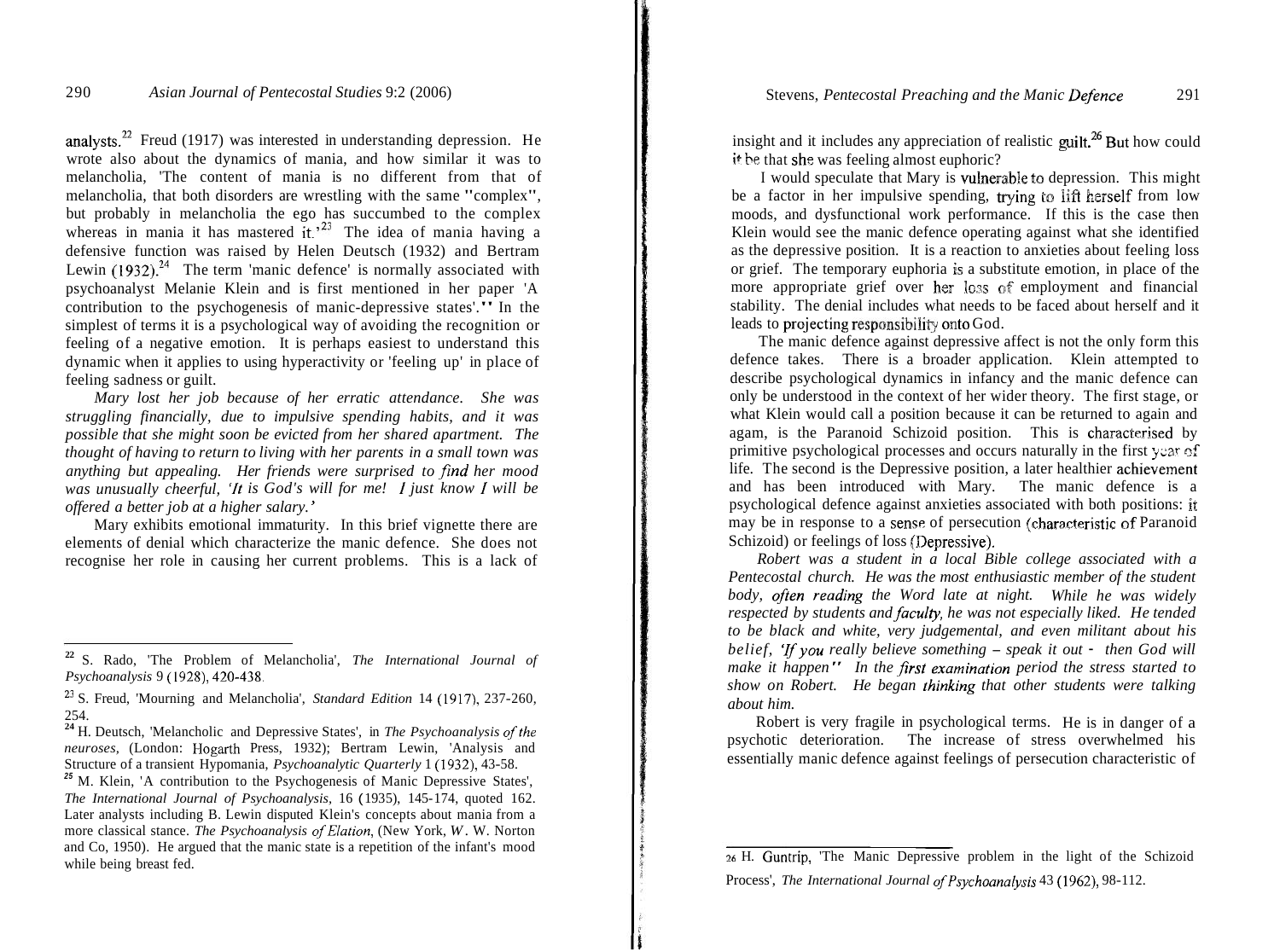analysts.[22] Freud (1917) was interested in understanding depression. He wrote also about the dynamics of mania, and how similar it was to melancholia, 'The content of mania is no different from that of melancholia, that both disorders are wrestling with the same "complex", but probably in melancholia the ego has succumbed to the complex whereas in mania it has mastered it.'[23] The idea of mania having a defensive function was raised by Helen Deutsch (1932) and Bertram Lewin (1932).[24] The term 'manic defence' is normally associated with psychoanalyst Melanie Klein and is first mentioned in her paper 'A contribution to the psychogenesis of manic-depressive states'."[25] In the simplest of terms it is a psychological way of avoiding the recognition or feeling of a negative emotion. It is perhaps easiest to understand this dynamic when it applies to using hyperactivity or 'feeling up' in place of feeling sadness or guilt.

*Mary lost her job because of her erratic attendance. She was struggling financially, due to impulsive spending habits, and it was possible that she might soon be evicted from her shared apartment. The thought of having to return to living with her parents in a small town was anything but appealing. Her friends were surprised to find her mood was unusually cheerful, 'It is God's will for me! I just know I will be offered a better job at a higher salary.'*

Mary exhibits emotional immaturity. In this brief vignette there are elements of denial which characterize the manic defence. She does not recognise her role in causing her current problems. This is a lack of insight and it includes any appreciation of realistic guilt.[26] But how could it be that she was feeling almost euphoric?

I would speculate that Mary is vulnerable to depression. This might be a factor in her impulsive spending, trying to lift herself from low moods, and dysfunctional work performance. If this is the case then Klein would see the manic defence operating against what she identified as the depressive position. It is a reaction to anxieties about feeling loss or grief. The temporary euphoria is a substitute emotion, in place of the more appropriate grief over her loss of employment and financial stability. The denial includes what needs to be faced about herself and it leads to projecting responsibility onto God.

The manic defence against depressive affect is not the only form this defence takes. There is a broader application. Klein attempted to describe psychological dynamics in infancy and the manic defence can only be understood in the context of her wider theory. The first stage, or what Klein would call a position because it can be returned to again and agam, is the Paranoid Schizoid position. This is characterised by primitive psychological processes and occurs naturally in the first year of life. The second is the Depressive position, a later healthier achievement and has been introduced with Mary. The manic defence is a psychological defence against anxieties associated with both positions: it may be in response to a sense of persecution (characteristic of Paranoid Schizoid) or feelings of loss (Depressive).

*Robert was a student in a local Bible college associated with a Pentecostal church. He was the most enthusiastic member of the student body, often reading the Word late at night. While he was widely respected by students and faculty, he was not especially liked. He tended to be black and white, very judgemental, and even militant about his belief, 'If you really believe something – speak it out - then God will make it happen" In the first examination period the stress started to show on Robert. He began thinking that other students were talking about him.*

Robert is very fragile in psychological terms. He is in danger of a psychotic deterioration. The increase of stress overwhelmed his essentially manic defence against feelings of persecution characteristic of

---

[22] S. Rado, 'The Problem of Melancholia', *The International Journal of Psychoanalysis* 9 (1928), 420-438.

[23] S. Freud, 'Mourning and Melancholia', *Standard Edition* 14 (1917), 237-260, 254.

[24] H. Deutsch, 'Melancholic and Depressive States', in *The Psychoanalysis of the neuroses*, (London: Hogarth Press, 1932); Bertram Lewin, 'Analysis and Structure of a transient Hypomania, *Psychoanalytic Quarterly* 1 (1932), 43-58.

[25] M. Klein, 'A contribution to the Psychogenesis of Manic Depressive States', *The International Journal of Psychoanalysis*, 16 (1935), 145-174, quoted 162. Later analysts including B. Lewin disputed Klein's concepts about mania from a more classical stance. *The Psychoanalysis of Elation*, (New York, W. W. Norton and Co, 1950). He argued that the manic state is a repetition of the infant's mood while being breast fed.

[26] H. Guntrip, 'The Manic Depressive problem in the light of the Schizoid Process', *The International Journal of Psychoanalysis* 43 (1962), 98-112.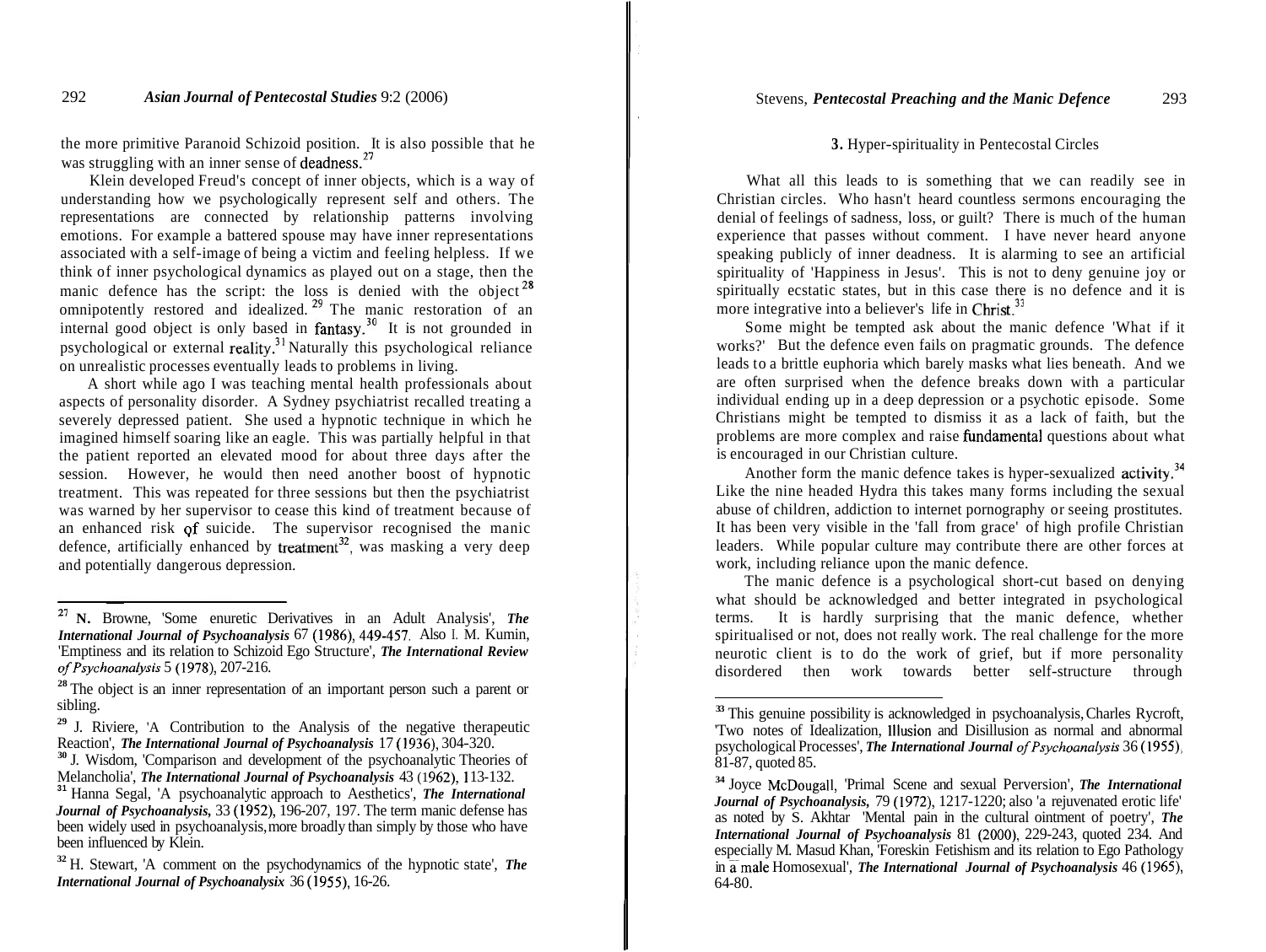the more primitive Paranoid Schizoid position. It is also possible that he was struggling with an inner sense of deadness.[27]

Klein developed Freud's concept of inner objects, which is a way of understanding how we psychologically represent self and others. The representations are connected by relationship patterns involving emotions. For example a battered spouse may have inner representations associated with a self-image of being a victim and feeling helpless. If we think of inner psychological dynamics as played out on a stage, then the manic defence has the script: the loss is denied with the object[28] omnipotently restored and idealized.[29] The manic restoration of an internal good object is only based in fantasy.[30] It is not grounded in psychological or external reality.[31] Naturally this psychological reliance on unrealistic processes eventually leads to problems in living.

A short while ago I was teaching mental health professionals about aspects of personality disorder. A Sydney psychiatrist recalled treating a severely depressed patient. She used a hypnotic technique in which he imagined himself soaring like an eagle. This was partially helpful in that the patient reported an elevated mood for about three days after the session. However, he would then need another boost of hypnotic treatment. This was repeated for three sessions but then the psychiatrist was warned by her supervisor to cease this kind of treatment because of an enhanced risk of suicide. The supervisor recognised the manic defence, artificially enhanced by treatment[32], was masking a very deep and potentially dangerous depression.

## 3. Hyper-spirituality in Pentecostal Circles

What all this leads to is something that we can readily see in Christian circles. Who hasn't heard countless sermons encouraging the denial of feelings of sadness, loss, or guilt? There is much of the human experience that passes without comment. I have never heard anyone speaking publicly of inner deadness. It is alarming to see an artificial spirituality of 'Happiness in Jesus'. This is not to deny genuine joy or spiritually ecstatic states, but in this case there is no defence and it is more integrative into a believer's life in Christ.[33]

Some might be tempted ask about the manic defence 'What if it works?' But the defence even fails on pragmatic grounds. The defence leads to a brittle euphoria which barely masks what lies beneath. And we are often surprised when the defence breaks down with a particular individual ending up in a deep depression or a psychotic episode. Some Christians might be tempted to dismiss it as a lack of faith, but the problems are more complex and raise fundamental questions about what is encouraged in our Christian culture.

Another form the manic defence takes is hyper-sexualized activity.[34] Like the nine headed Hydra this takes many forms including the sexual abuse of children, addiction to internet pornography or seeing prostitutes. It has been very visible in the 'fall from grace' of high profile Christian leaders. While popular culture may contribute there are other forces at work, including reliance upon the manic defence.

The manic defence is a psychological short-cut based on denying what should be acknowledged and better integrated in psychological terms. It is hardly surprising that the manic defence, whether spiritualised or not, does not really work. The real challenge for the more neurotic client is to do the work of grief, but if more personality disordered then work towards better self-structure through

---

[27] N. Browne, 'Some enuretic Derivatives in an Adult Analysis', *The International Journal of Psychoanalysis* 67 (1986), 449-457. Also I. M. Kumin, 'Emptiness and its relation to Schizoid Ego Structure', *The International Review of Psychoanalysis* 5 (1978), 207-216.

[28] The object is an inner representation of an important person such a parent or sibling.

[29] J. Riviere, 'A Contribution to the Analysis of the negative therapeutic Reaction', *The International Journal of Psychoanalysis* 17 (1936), 304-320.

[30] J. Wisdom, 'Comparison and development of the psychoanalytic Theories of Melancholia', *The International Journal of Psychoanalysis* 43 (1962), 113-132.

[31] Hanna Segal, 'A psychoanalytic approach to Aesthetics', *The International Journal of Psychoanalysis*, 33 (1952), 196-207, 197. The term manic defense has been widely used in psychoanalysis, more broadly than simply by those who have been influenced by Klein.

[32] H. Stewart, 'A comment on the psychodynamics of the hypnotic state', *The International Journal of Psychoanalysix* 36 (1955), 16-26.

[33] This genuine possibility is acknowledged in psychoanalysis, Charles Rycroft, 'Two notes of Idealization, Illusion and Disillusion as normal and abnormal psychological Processes', *The International Journal of Psychoanalysis* 36 (1955), 81-87, quoted 85.

[34] Joyce McDougall, 'Primal Scene and sexual Perversion', *The International Journal of Psychoanalysis,* 79 (1972), 1217-1220; also 'a rejuvenated erotic life' as noted by S. Akhtar 'Mental pain in the cultural ointment of poetry', *The International Journal of Psychoanalysis* 81 (2000), 229-243, quoted 234. And especially M. Masud Khan, 'Foreskin Fetishism and its relation to Ego Pathology in a male Homosexual', *The International Journal of Psychoanalysis* 46 (1965), 64-80.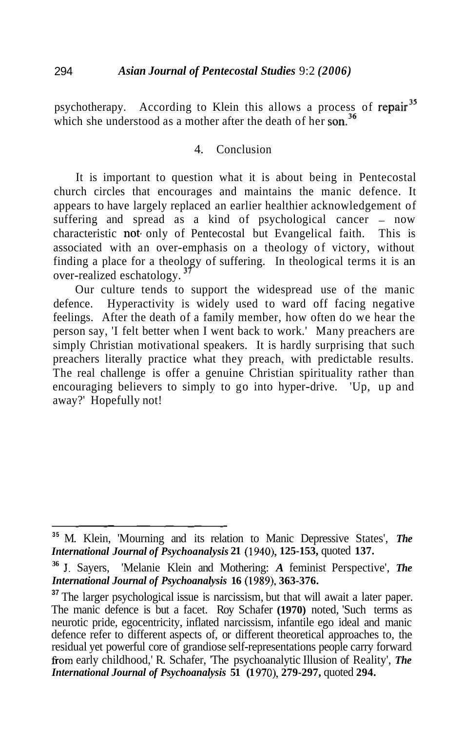psychotherapy. According to Klein this allows a process of repair[35] which she understood as a mother after the death of her son.[36]

## 4. Conclusion

It is important to question what it is about being in Pentecostal church circles that encourages and maintains the manic defence. It appears to have largely replaced an earlier healthier acknowledgement of suffering and spread as a kind of psychological cancer – now characteristic not only of Pentecostal but Evangelical faith. This is associated with an over-emphasis on a theology of victory, without finding a place for a theology of suffering. In theological terms it is an over-realized eschatology.[37]

Our culture tends to support the widespread use of the manic defence. Hyperactivity is widely used to ward off facing negative feelings. After the death of a family member, how often do we hear the person say, 'I felt better when I went back to work.' Many preachers are simply Christian motivational speakers. It is hardly surprising that such preachers literally practice what they preach, with predictable results. The real challenge is offer a genuine Christian spirituality rather than encouraging believers to simply to go into hyper-drive. 'Up, up and away?' Hopefully not!

---

[35] M. Klein, 'Mourning and its relation to Manic Depressive States', *The International Journal of Psychoanalysis* **21** (1940), **125-153,** quoted **137.**

[36] J. Sayers, 'Melanie Klein and Mothering: *A* feminist Perspective', *The International Journal of Psychoanalysis* **16** (1989), **363-376.**

[37] The larger psychological issue is narcissism, but that will await a later paper. The manic defence is but a facet. Roy Schafer **(1970)** noted, 'Such terms as neurotic pride, egocentricity, inflated narcissism, infantile ego ideal and manic defence refer to different aspects of, or different theoretical approaches to, the residual yet powerful core of grandiose self-representations people carry forward from early childhood,' R. Schafer, 'The psychoanalytic Illusion of Reality', *The International Journal of Psychoanalysis* **51 (1970), 279-297,** quoted **294.**